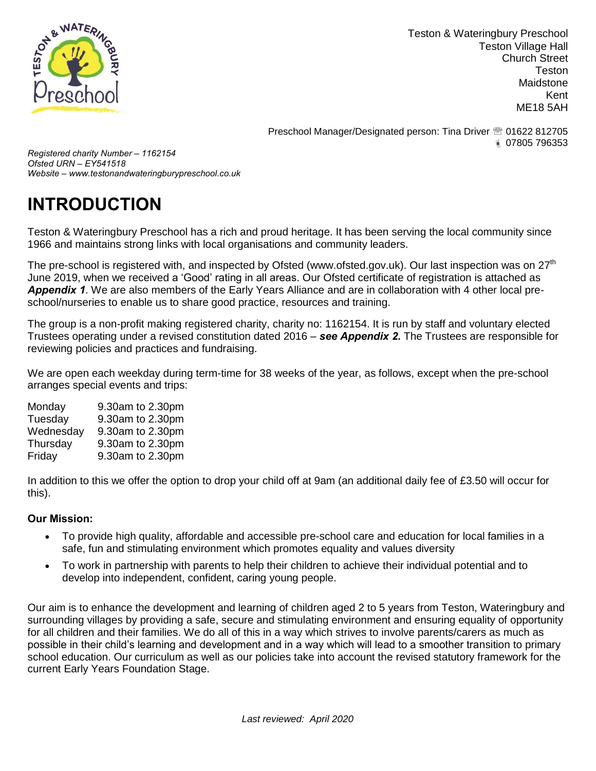Teston & Wateringbury Preschool
Teston Village Hall
Church Street
Teston
Maidstone
Kent
ME18 5AH

Preschool Manager/Designated person: Tina Driver ☏ 01622 812705
07805 796353

*Registered charity Number – 1162154*
*Ofsted URN – EY541518*
*Website – www.testonandwateringburypreschool.co.uk*

# INTRODUCTION

Teston & Wateringbury Preschool has a rich and proud heritage. It has been serving the local community since 1966 and maintains strong links with local organisations and community leaders.

The pre-school is registered with, and inspected by Ofsted (www.ofsted.gov.uk). Our last inspection was on 27th June 2019, when we received a 'Good' rating in all areas. Our Ofsted certificate of registration is attached as ***Appendix 1***. We are also members of the Early Years Alliance and are in collaboration with 4 other local pre-school/nurseries to enable us to share good practice, resources and training.

The group is a non-profit making registered charity, charity no: 1162154. It is run by staff and voluntary elected Trustees operating under a revised constitution dated 2016 – ***see Appendix 2***. The Trustees are responsible for reviewing policies and practices and fundraising.

We are open each weekday during term-time for 38 weeks of the year, as follows, except when the pre-school arranges special events and trips:

| | |
|---|---|
| Monday | 9.30am to 2.30pm |
| Tuesday | 9.30am to 2.30pm |
| Wednesday | 9.30am to 2.30pm |
| Thursday | 9.30am to 2.30pm |
| Friday | 9.30am to 2.30pm |

In addition to this we offer the option to drop your child off at 9am (an additional daily fee of £3.50 will occur for this).

**Our Mission:**

- To provide high quality, affordable and accessible pre-school care and education for local families in a safe, fun and stimulating environment which promotes equality and values diversity
- To work in partnership with parents to help their children to achieve their individual potential and to develop into independent, confident, caring young people.

Our aim is to enhance the development and learning of children aged 2 to 5 years from Teston, Wateringbury and surrounding villages by providing a safe, secure and stimulating environment and ensuring equality of opportunity for all children and their families. We do all of this in a way which strives to involve parents/carers as much as possible in their child's learning and development and in a way which will lead to a smoother transition to primary school education. Our curriculum as well as our policies take into account the revised statutory framework for the current Early Years Foundation Stage.

*Last reviewed: April 2020*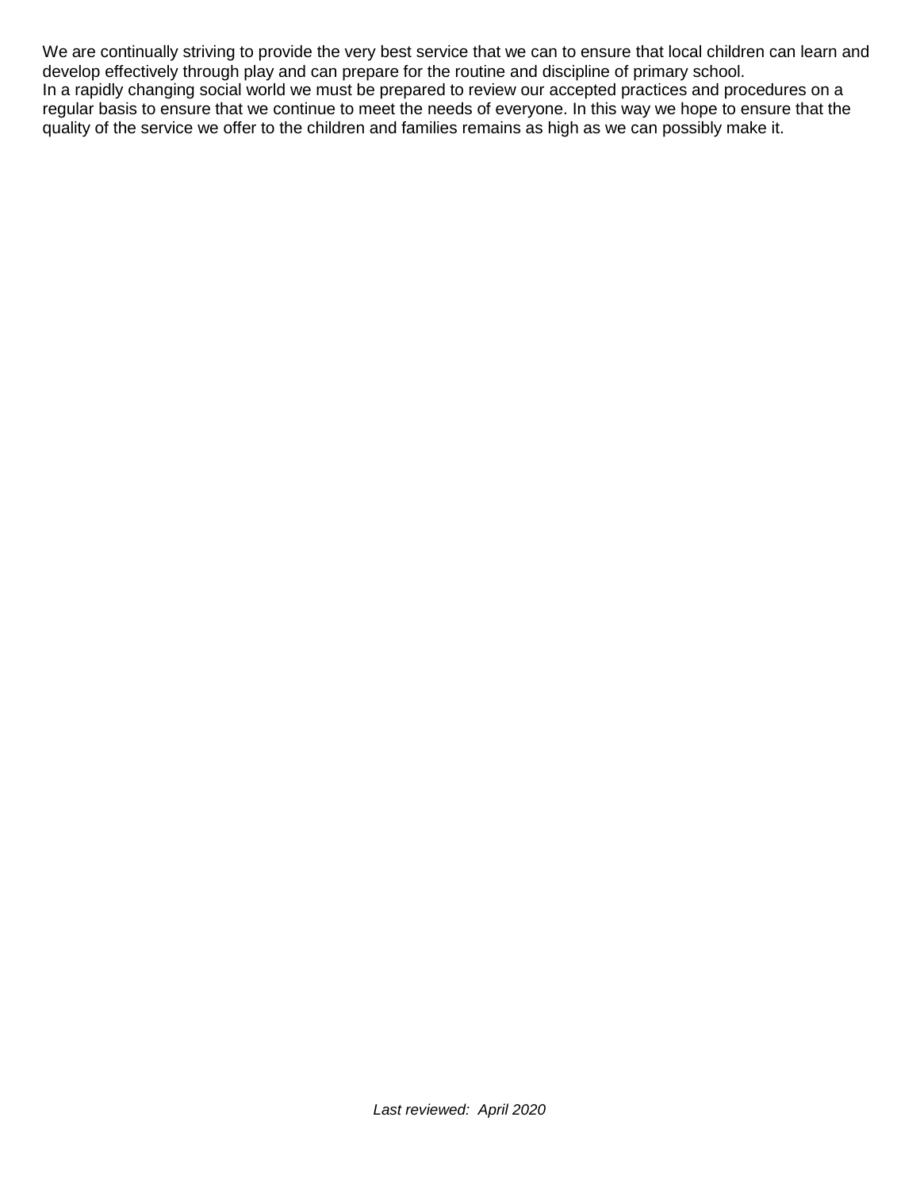We are continually striving to provide the very best service that we can to ensure that local children can learn and develop effectively through play and can prepare for the routine and discipline of primary school.
In a rapidly changing social world we must be prepared to review our accepted practices and procedures on a regular basis to ensure that we continue to meet the needs of everyone. In this way we hope to ensure that the quality of the service we offer to the children and families remains as high as we can possibly make it.

*Last reviewed: April 2020*